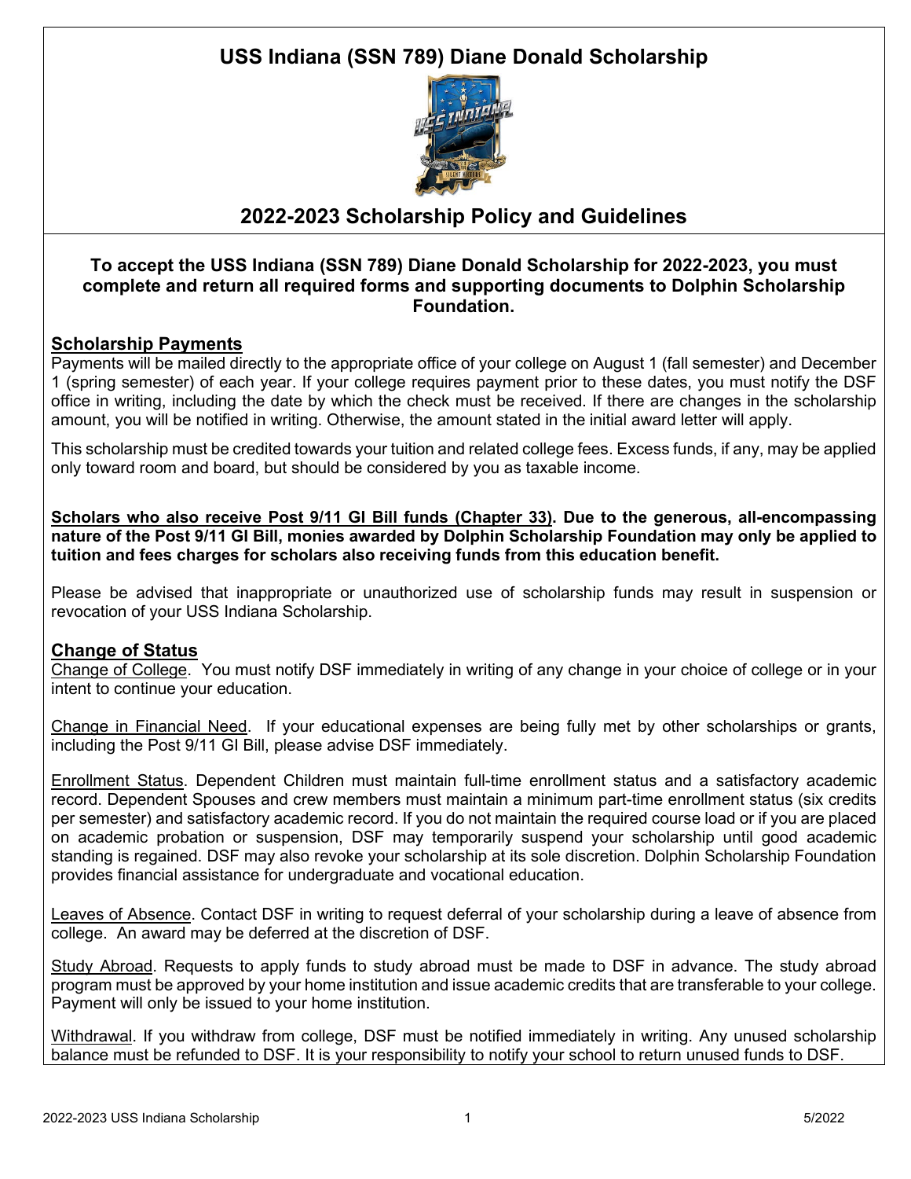# USS Indiana (SSN 789) Diane Donald Scholarship

## 2022-2023 Scholarship Policy and Guidelines

**To accept the USS Indiana (SSN 789) Diane Donald Scholarship for 2022-2023, you must complete and return all required forms and supporting documents to Dolphin Scholarship Foundation.**

### Scholarship Payments

Payments will be mailed directly to the appropriate office of your college on August 1 (fall semester) and December 1 (spring semester) of each year. If your college requires payment prior to these dates, you must notify the DSF office in writing, including the date by which the check must be received. If there are changes in the scholarship amount, you will be notified in writing. Otherwise, the amount stated in the initial award letter will apply.

This scholarship must be credited towards your tuition and related college fees. Excess funds, if any, may be applied only toward room and board, but should be considered by you as taxable income.

**Scholars who also receive Post 9/11 GI Bill funds (Chapter 33). Due to the generous, all-encompassing nature of the Post 9/11 GI Bill, monies awarded by Dolphin Scholarship Foundation may only be applied to tuition and fees charges for scholars also receiving funds from this education benefit.**

Please be advised that inappropriate or unauthorized use of scholarship funds may result in suspension or revocation of your USS Indiana Scholarship.

### Change of Status

Change of College. You must notify DSF immediately in writing of any change in your choice of college or in your intent to continue your education.

Change in Financial Need. If your educational expenses are being fully met by other scholarships or grants, including the Post 9/11 GI Bill, please advise DSF immediately.

Enrollment Status. Dependent Children must maintain full-time enrollment status and a satisfactory academic record. Dependent Spouses and crew members must maintain a minimum part-time enrollment status (six credits per semester) and satisfactory academic record. If you do not maintain the required course load or if you are placed on academic probation or suspension, DSF may temporarily suspend your scholarship until good academic standing is regained. DSF may also revoke your scholarship at its sole discretion. Dolphin Scholarship Foundation provides financial assistance for undergraduate and vocational education.

Leaves of Absence. Contact DSF in writing to request deferral of your scholarship during a leave of absence from college. An award may be deferred at the discretion of DSF.

Study Abroad. Requests to apply funds to study abroad must be made to DSF in advance. The study abroad program must be approved by your home institution and issue academic credits that are transferable to your college. Payment will only be issued to your home institution.

Withdrawal. If you withdraw from college, DSF must be notified immediately in writing. Any unused scholarship balance must be refunded to DSF. It is your responsibility to notify your school to return unused funds to DSF.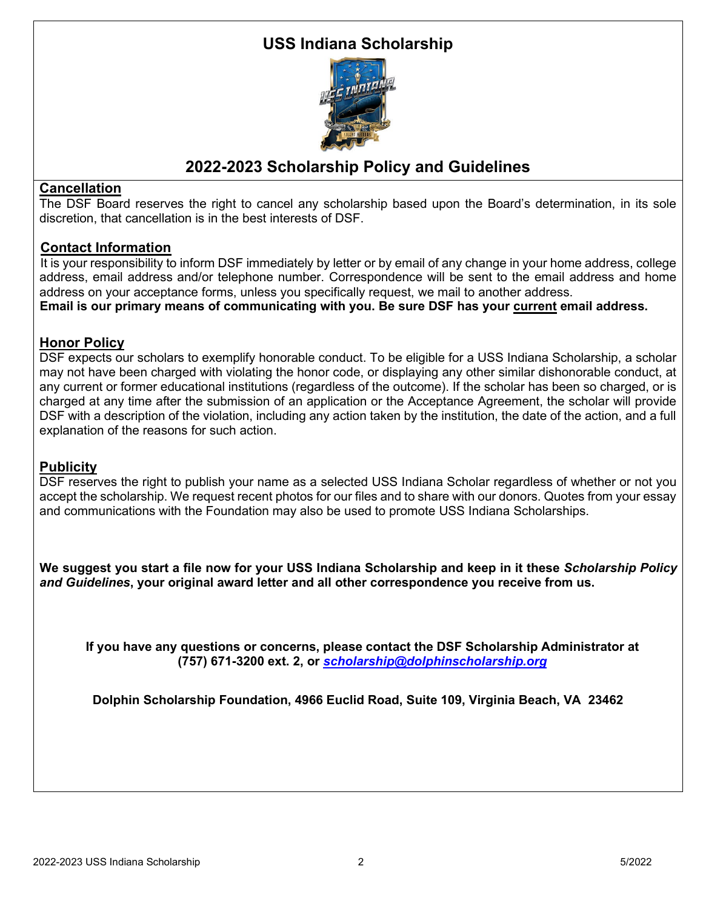# USS Indiana Scholarship

## 2022-2023 Scholarship Policy and Guidelines

**Cancellation**

The DSF Board reserves the right to cancel any scholarship based upon the Board's determination, in its sole discretion, that cancellation is in the best interests of DSF.

**Contact Information**

It is your responsibility to inform DSF immediately by letter or by email of any change in your home address, college address, email address and/or telephone number. Correspondence will be sent to the email address and home address on your acceptance forms, unless you specifically request, we mail to another address.

**Email is our primary means of communicating with you. Be sure DSF has your current email address.**

**Honor Policy**

DSF expects our scholars to exemplify honorable conduct. To be eligible for a USS Indiana Scholarship, a scholar may not have been charged with violating the honor code, or displaying any other similar dishonorable conduct, at any current or former educational institutions (regardless of the outcome). If the scholar has been so charged, or is charged at any time after the submission of an application or the Acceptance Agreement, the scholar will provide DSF with a description of the violation, including any action taken by the institution, the date of the action, and a full explanation of the reasons for such action.

**Publicity**

DSF reserves the right to publish your name as a selected USS Indiana Scholar regardless of whether or not you accept the scholarship. We request recent photos for our files and to share with our donors. Quotes from your essay and communications with the Foundation may also be used to promote USS Indiana Scholarships.

**We suggest you start a file now for your USS Indiana Scholarship and keep in it these *Scholarship Policy and Guidelines*, your original award letter and all other correspondence you receive from us.**

**If you have any questions or concerns, please contact the DSF Scholarship Administrator at (757) 671-3200 ext. 2, or *scholarship@dolphinscholarship.org***

**Dolphin Scholarship Foundation, 4966 Euclid Road, Suite 109, Virginia Beach, VA 23462**